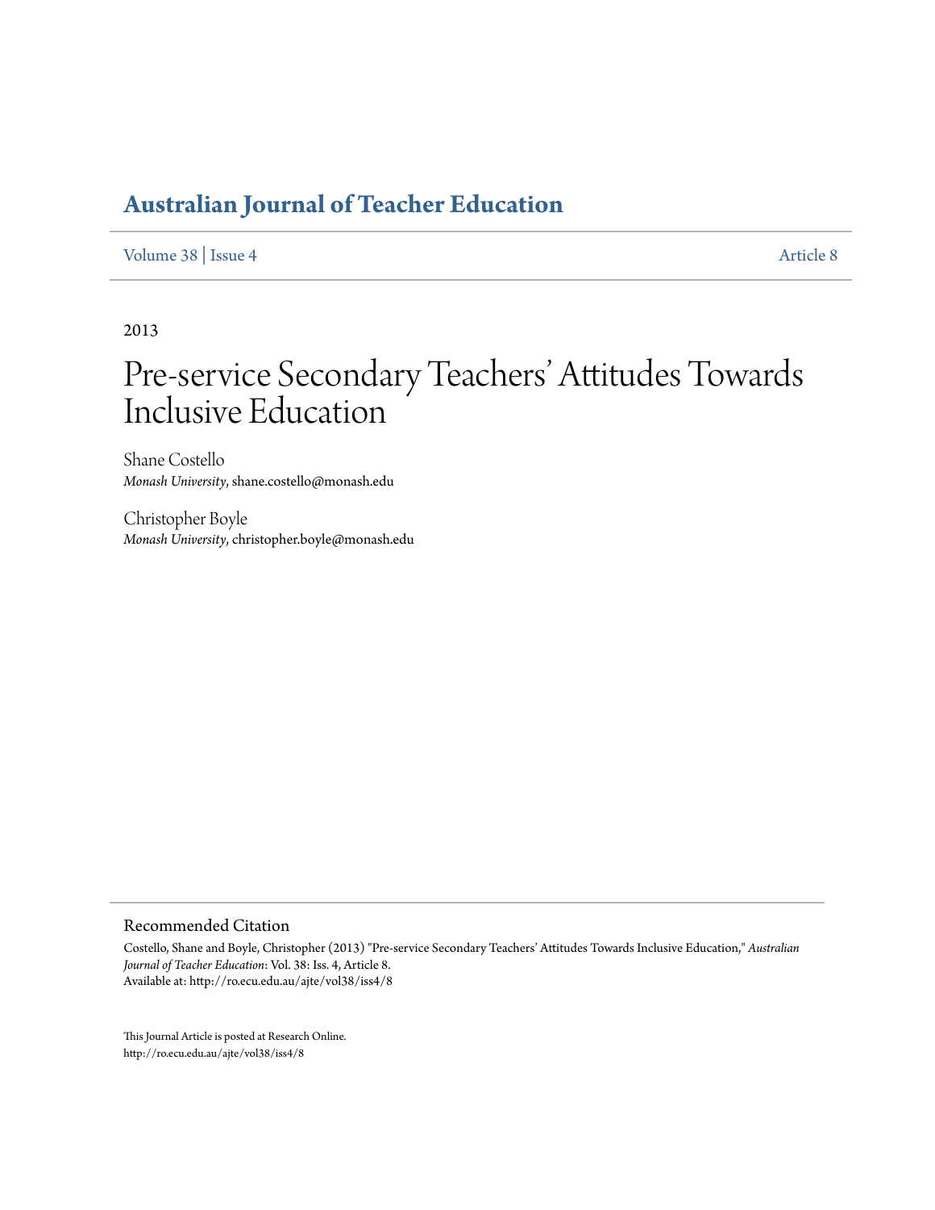# Australian Journal of Teacher Education

Volume 38 | Issue 4 Article 8

2013

# Pre-service Secondary Teachers' Attitudes Towards Inclusive Education

Shane Costello
*Monash University*, shane.costello@monash.edu

Christopher Boyle
*Monash University*, christopher.boyle@monash.edu

## Recommended Citation

Costello, Shane and Boyle, Christopher (2013) "Pre-service Secondary Teachers' Attitudes Towards Inclusive Education," *Australian Journal of Teacher Education*: Vol. 38: Iss. 4, Article 8.
Available at: http://ro.ecu.edu.au/ajte/vol38/iss4/8

This Journal Article is posted at Research Online.
http://ro.ecu.edu.au/ajte/vol38/iss4/8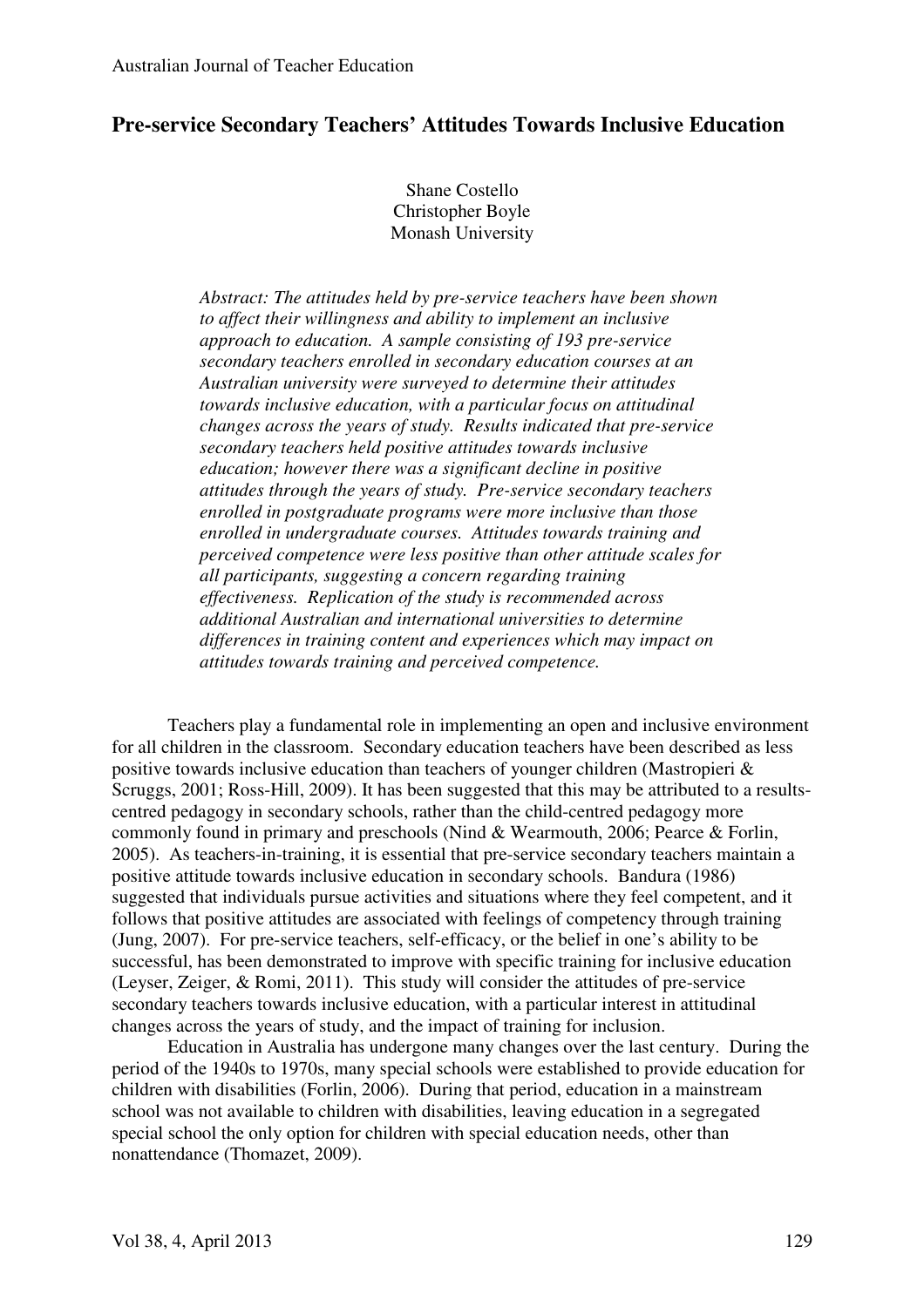# Pre-service Secondary Teachers' Attitudes Towards Inclusive Education

Shane Costello
Christopher Boyle
Monash University

*Abstract: The attitudes held by pre-service teachers have been shown to affect their willingness and ability to implement an inclusive approach to education. A sample consisting of 193 pre-service secondary teachers enrolled in secondary education courses at an Australian university were surveyed to determine their attitudes towards inclusive education, with a particular focus on attitudinal changes across the years of study. Results indicated that pre-service secondary teachers held positive attitudes towards inclusive education; however there was a significant decline in positive attitudes through the years of study. Pre-service secondary teachers enrolled in postgraduate programs were more inclusive than those enrolled in undergraduate courses. Attitudes towards training and perceived competence were less positive than other attitude scales for all participants, suggesting a concern regarding training effectiveness. Replication of the study is recommended across additional Australian and international universities to determine differences in training content and experiences which may impact on attitudes towards training and perceived competence.*

Teachers play a fundamental role in implementing an open and inclusive environment for all children in the classroom. Secondary education teachers have been described as less positive towards inclusive education than teachers of younger children (Mastropieri & Scruggs, 2001; Ross-Hill, 2009). It has been suggested that this may be attributed to a results-centred pedagogy in secondary schools, rather than the child-centred pedagogy more commonly found in primary and preschools (Nind & Wearmouth, 2006; Pearce & Forlin, 2005). As teachers-in-training, it is essential that pre-service secondary teachers maintain a positive attitude towards inclusive education in secondary schools. Bandura (1986) suggested that individuals pursue activities and situations where they feel competent, and it follows that positive attitudes are associated with feelings of competency through training (Jung, 2007). For pre-service teachers, self-efficacy, or the belief in one's ability to be successful, has been demonstrated to improve with specific training for inclusive education (Leyser, Zeiger, & Romi, 2011). This study will consider the attitudes of pre-service secondary teachers towards inclusive education, with a particular interest in attitudinal changes across the years of study, and the impact of training for inclusion.

Education in Australia has undergone many changes over the last century. During the period of the 1940s to 1970s, many special schools were established to provide education for children with disabilities (Forlin, 2006). During that period, education in a mainstream school was not available to children with disabilities, leaving education in a segregated special school the only option for children with special education needs, other than nonattendance (Thomazet, 2009).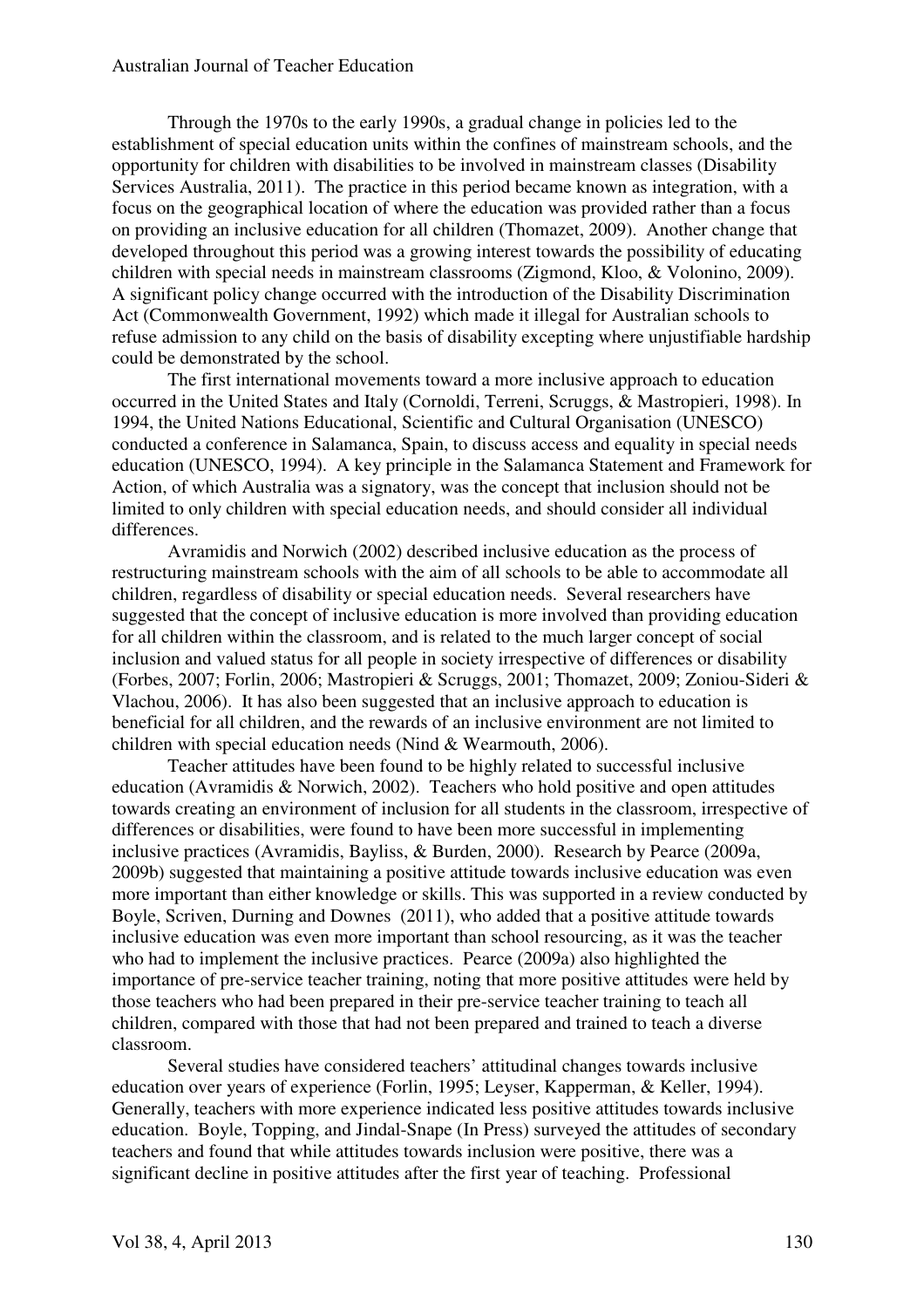Through the 1970s to the early 1990s, a gradual change in policies led to the establishment of special education units within the confines of mainstream schools, and the opportunity for children with disabilities to be involved in mainstream classes (Disability Services Australia, 2011). The practice in this period became known as integration, with a focus on the geographical location of where the education was provided rather than a focus on providing an inclusive education for all children (Thomazet, 2009). Another change that developed throughout this period was a growing interest towards the possibility of educating children with special needs in mainstream classrooms (Zigmond, Kloo, & Volonino, 2009). A significant policy change occurred with the introduction of the Disability Discrimination Act (Commonwealth Government, 1992) which made it illegal for Australian schools to refuse admission to any child on the basis of disability excepting where unjustifiable hardship could be demonstrated by the school.

The first international movements toward a more inclusive approach to education occurred in the United States and Italy (Cornoldi, Terreni, Scruggs, & Mastropieri, 1998). In 1994, the United Nations Educational, Scientific and Cultural Organisation (UNESCO) conducted a conference in Salamanca, Spain, to discuss access and equality in special needs education (UNESCO, 1994). A key principle in the Salamanca Statement and Framework for Action, of which Australia was a signatory, was the concept that inclusion should not be limited to only children with special education needs, and should consider all individual differences.

Avramidis and Norwich (2002) described inclusive education as the process of restructuring mainstream schools with the aim of all schools to be able to accommodate all children, regardless of disability or special education needs. Several researchers have suggested that the concept of inclusive education is more involved than providing education for all children within the classroom, and is related to the much larger concept of social inclusion and valued status for all people in society irrespective of differences or disability (Forbes, 2007; Forlin, 2006; Mastropieri & Scruggs, 2001; Thomazet, 2009; Zoniou-Sideri & Vlachou, 2006). It has also been suggested that an inclusive approach to education is beneficial for all children, and the rewards of an inclusive environment are not limited to children with special education needs (Nind & Wearmouth, 2006).

Teacher attitudes have been found to be highly related to successful inclusive education (Avramidis & Norwich, 2002). Teachers who hold positive and open attitudes towards creating an environment of inclusion for all students in the classroom, irrespective of differences or disabilities, were found to have been more successful in implementing inclusive practices (Avramidis, Bayliss, & Burden, 2000). Research by Pearce (2009a, 2009b) suggested that maintaining a positive attitude towards inclusive education was even more important than either knowledge or skills. This was supported in a review conducted by Boyle, Scriven, Durning and Downes (2011), who added that a positive attitude towards inclusive education was even more important than school resourcing, as it was the teacher who had to implement the inclusive practices. Pearce (2009a) also highlighted the importance of pre-service teacher training, noting that more positive attitudes were held by those teachers who had been prepared in their pre-service teacher training to teach all children, compared with those that had not been prepared and trained to teach a diverse classroom.

Several studies have considered teachers' attitudinal changes towards inclusive education over years of experience (Forlin, 1995; Leyser, Kapperman, & Keller, 1994). Generally, teachers with more experience indicated less positive attitudes towards inclusive education. Boyle, Topping, and Jindal-Snape (In Press) surveyed the attitudes of secondary teachers and found that while attitudes towards inclusion were positive, there was a significant decline in positive attitudes after the first year of teaching. Professional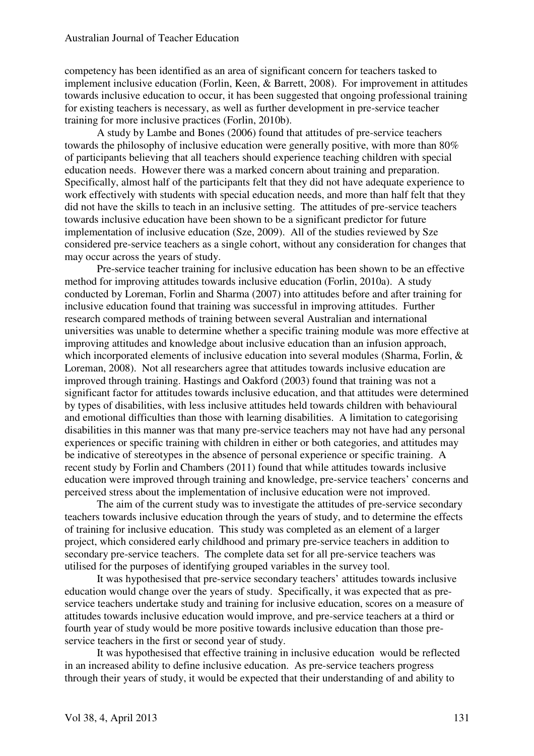competency has been identified as an area of significant concern for teachers tasked to implement inclusive education (Forlin, Keen, & Barrett, 2008). For improvement in attitudes towards inclusive education to occur, it has been suggested that ongoing professional training for existing teachers is necessary, as well as further development in pre-service teacher training for more inclusive practices (Forlin, 2010b).

A study by Lambe and Bones (2006) found that attitudes of pre-service teachers towards the philosophy of inclusive education were generally positive, with more than 80% of participants believing that all teachers should experience teaching children with special education needs. However there was a marked concern about training and preparation. Specifically, almost half of the participants felt that they did not have adequate experience to work effectively with students with special education needs, and more than half felt that they did not have the skills to teach in an inclusive setting. The attitudes of pre-service teachers towards inclusive education have been shown to be a significant predictor for future implementation of inclusive education (Sze, 2009). All of the studies reviewed by Sze considered pre-service teachers as a single cohort, without any consideration for changes that may occur across the years of study.

Pre-service teacher training for inclusive education has been shown to be an effective method for improving attitudes towards inclusive education (Forlin, 2010a). A study conducted by Loreman, Forlin and Sharma (2007) into attitudes before and after training for inclusive education found that training was successful in improving attitudes. Further research compared methods of training between several Australian and international universities was unable to determine whether a specific training module was more effective at improving attitudes and knowledge about inclusive education than an infusion approach, which incorporated elements of inclusive education into several modules (Sharma, Forlin, & Loreman, 2008). Not all researchers agree that attitudes towards inclusive education are improved through training. Hastings and Oakford (2003) found that training was not a significant factor for attitudes towards inclusive education, and that attitudes were determined by types of disabilities, with less inclusive attitudes held towards children with behavioural and emotional difficulties than those with learning disabilities. A limitation to categorising disabilities in this manner was that many pre-service teachers may not have had any personal experiences or specific training with children in either or both categories, and attitudes may be indicative of stereotypes in the absence of personal experience or specific training. A recent study by Forlin and Chambers (2011) found that while attitudes towards inclusive education were improved through training and knowledge, pre-service teachers' concerns and perceived stress about the implementation of inclusive education were not improved.

The aim of the current study was to investigate the attitudes of pre-service secondary teachers towards inclusive education through the years of study, and to determine the effects of training for inclusive education. This study was completed as an element of a larger project, which considered early childhood and primary pre-service teachers in addition to secondary pre-service teachers. The complete data set for all pre-service teachers was utilised for the purposes of identifying grouped variables in the survey tool.

It was hypothesised that pre-service secondary teachers' attitudes towards inclusive education would change over the years of study. Specifically, it was expected that as pre-service teachers undertake study and training for inclusive education, scores on a measure of attitudes towards inclusive education would improve, and pre-service teachers at a third or fourth year of study would be more positive towards inclusive education than those pre-service teachers in the first or second year of study.

It was hypothesised that effective training in inclusive education would be reflected in an increased ability to define inclusive education. As pre-service teachers progress through their years of study, it would be expected that their understanding of and ability to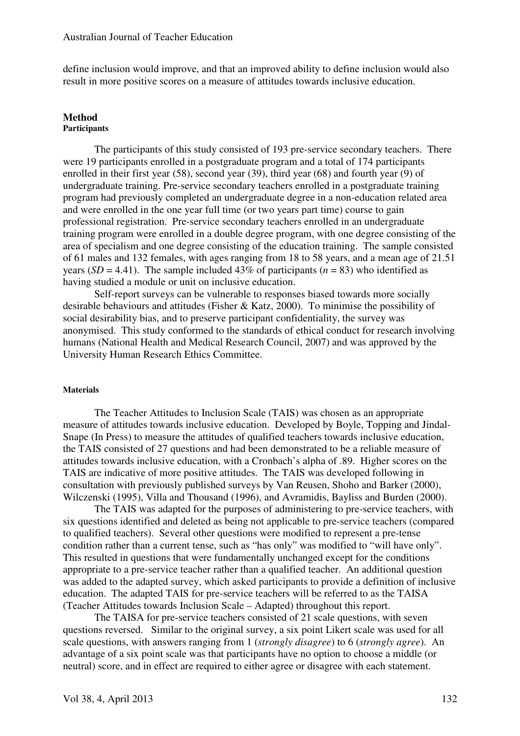define inclusion would improve, and that an improved ability to define inclusion would also result in more positive scores on a measure of attitudes towards inclusive education.

## Method

### Participants

The participants of this study consisted of 193 pre-service secondary teachers. There were 19 participants enrolled in a postgraduate program and a total of 174 participants enrolled in their first year (58), second year (39), third year (68) and fourth year (9) of undergraduate training. Pre-service secondary teachers enrolled in a postgraduate training program had previously completed an undergraduate degree in a non-education related area and were enrolled in the one year full time (or two years part time) course to gain professional registration. Pre-service secondary teachers enrolled in an undergraduate training program were enrolled in a double degree program, with one degree consisting of the area of specialism and one degree consisting of the education training. The sample consisted of 61 males and 132 females, with ages ranging from 18 to 58 years, and a mean age of 21.51 years ($SD = 4.41$). The sample included 43% of participants ($n = 83$) who identified as having studied a module or unit on inclusive education.

Self-report surveys can be vulnerable to responses biased towards more socially desirable behaviours and attitudes (Fisher & Katz, 2000). To minimise the possibility of social desirability bias, and to preserve participant confidentiality, the survey was anonymised. This study conformed to the standards of ethical conduct for research involving humans (National Health and Medical Research Council, 2007) and was approved by the University Human Research Ethics Committee.

### Materials

The Teacher Attitudes to Inclusion Scale (TAIS) was chosen as an appropriate measure of attitudes towards inclusive education. Developed by Boyle, Topping and Jindal-Snape (In Press) to measure the attitudes of qualified teachers towards inclusive education, the TAIS consisted of 27 questions and had been demonstrated to be a reliable measure of attitudes towards inclusive education, with a Cronbach's alpha of .89. Higher scores on the TAIS are indicative of more positive attitudes. The TAIS was developed following in consultation with previously published surveys by Van Reusen, Shoho and Barker (2000), Wilczenski (1995), Villa and Thousand (1996), and Avramidis, Bayliss and Burden (2000).

The TAIS was adapted for the purposes of administering to pre-service teachers, with six questions identified and deleted as being not applicable to pre-service teachers (compared to qualified teachers). Several other questions were modified to represent a pre-tense condition rather than a current tense, such as "has only" was modified to "will have only". This resulted in questions that were fundamentally unchanged except for the conditions appropriate to a pre-service teacher rather than a qualified teacher. An additional question was added to the adapted survey, which asked participants to provide a definition of inclusive education. The adapted TAIS for pre-service teachers will be referred to as the TAISA (Teacher Attitudes towards Inclusion Scale – Adapted) throughout this report.

The TAISA for pre-service teachers consisted of 21 scale questions, with seven questions reversed. Similar to the original survey, a six point Likert scale was used for all scale questions, with answers ranging from 1 (*strongly disagree*) to 6 (*strongly agree*). An advantage of a six point scale was that participants have no option to choose a middle (or neutral) score, and in effect are required to either agree or disagree with each statement.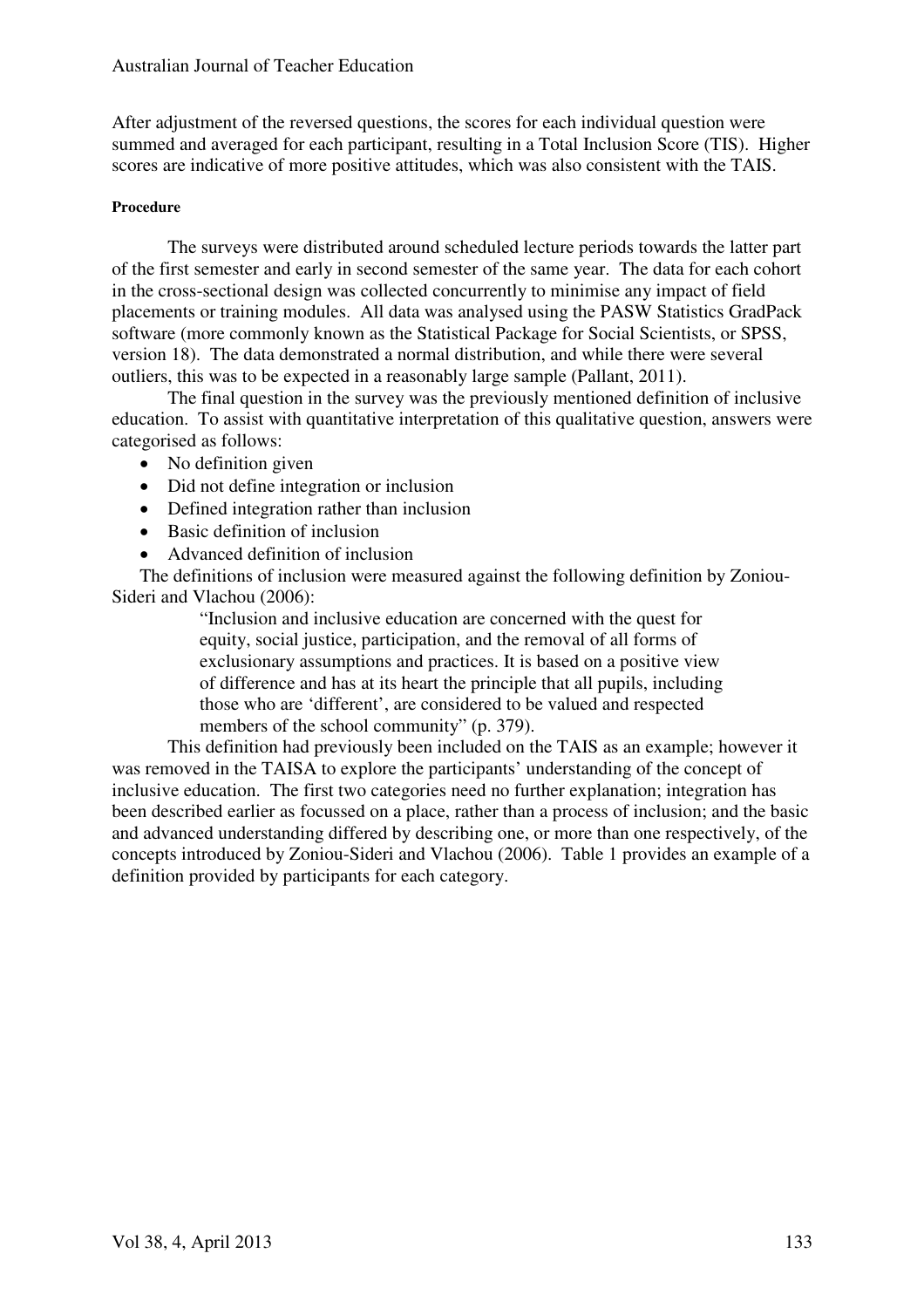After adjustment of the reversed questions, the scores for each individual question were summed and averaged for each participant, resulting in a Total Inclusion Score (TIS). Higher scores are indicative of more positive attitudes, which was also consistent with the TAIS.

#### Procedure

The surveys were distributed around scheduled lecture periods towards the latter part of the first semester and early in second semester of the same year. The data for each cohort in the cross-sectional design was collected concurrently to minimise any impact of field placements or training modules. All data was analysed using the PASW Statistics GradPack software (more commonly known as the Statistical Package for Social Scientists, or SPSS, version 18). The data demonstrated a normal distribution, and while there were several outliers, this was to be expected in a reasonably large sample (Pallant, 2011).

The final question in the survey was the previously mentioned definition of inclusive education. To assist with quantitative interpretation of this qualitative question, answers were categorised as follows:

- No definition given
- Did not define integration or inclusion
- Defined integration rather than inclusion
- Basic definition of inclusion
- Advanced definition of inclusion

The definitions of inclusion were measured against the following definition by Zoniou-Sideri and Vlachou (2006):

> "Inclusion and inclusive education are concerned with the quest for equity, social justice, participation, and the removal of all forms of exclusionary assumptions and practices. It is based on a positive view of difference and has at its heart the principle that all pupils, including those who are 'different', are considered to be valued and respected members of the school community" (p. 379).

This definition had previously been included on the TAIS as an example; however it was removed in the TAISA to explore the participants' understanding of the concept of inclusive education. The first two categories need no further explanation; integration has been described earlier as focussed on a place, rather than a process of inclusion; and the basic and advanced understanding differed by describing one, or more than one respectively, of the concepts introduced by Zoniou-Sideri and Vlachou (2006). Table 1 provides an example of a definition provided by participants for each category.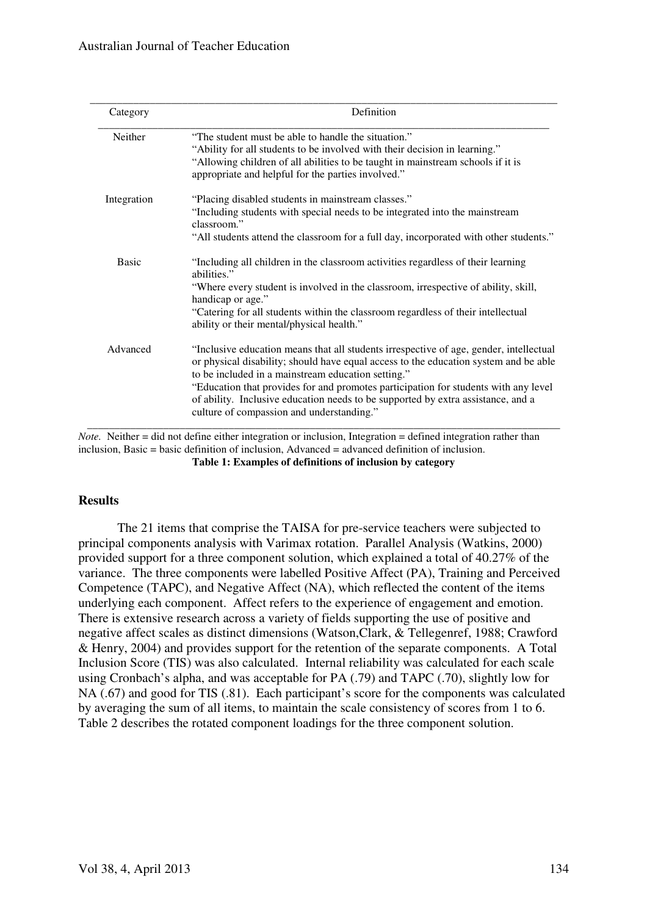| Category | Definition |
|---|---|
| Neither | "The student must be able to handle the situation."<br>"Ability for all students to be involved with their decision in learning."<br>"Allowing children of all abilities to be taught in mainstream schools if it is appropriate and helpful for the parties involved." |
| Integration | "Placing disabled students in mainstream classes."<br>"Including students with special needs to be integrated into the mainstream classroom."<br>"All students attend the classroom for a full day, incorporated with other students." |
| Basic | "Including all children in the classroom activities regardless of their learning abilities."<br>"Where every student is involved in the classroom, irrespective of ability, skill, handicap or age."<br>"Catering for all students within the classroom regardless of their intellectual ability or their mental/physical health." |
| Advanced | "Inclusive education means that all students irrespective of age, gender, intellectual or physical disability; should have equal access to the education system and be able to be included in a mainstream education setting."<br>"Education that provides for and promotes participation for students with any level of ability. Inclusive education needs to be supported by extra assistance, and a culture of compassion and understanding." |

*Note*. Neither = did not define either integration or inclusion, Integration = defined integration rather than inclusion, Basic = basic definition of inclusion, Advanced = advanced definition of inclusion.

**Table 1: Examples of definitions of inclusion by category**

## Results

The 21 items that comprise the TAISA for pre-service teachers were subjected to principal components analysis with Varimax rotation. Parallel Analysis (Watkins, 2000) provided support for a three component solution, which explained a total of 40.27% of the variance. The three components were labelled Positive Affect (PA), Training and Perceived Competence (TAPC), and Negative Affect (NA), which reflected the content of the items underlying each component. Affect refers to the experience of engagement and emotion. There is extensive research across a variety of fields supporting the use of positive and negative affect scales as distinct dimensions (Watson,Clark, & Tellegenref, 1988; Crawford & Henry, 2004) and provides support for the retention of the separate components. A Total Inclusion Score (TIS) was also calculated. Internal reliability was calculated for each scale using Cronbach's alpha, and was acceptable for PA (.79) and TAPC (.70), slightly low for NA (.67) and good for TIS (.81). Each participant's score for the components was calculated by averaging the sum of all items, to maintain the scale consistency of scores from 1 to 6. Table 2 describes the rotated component loadings for the three component solution.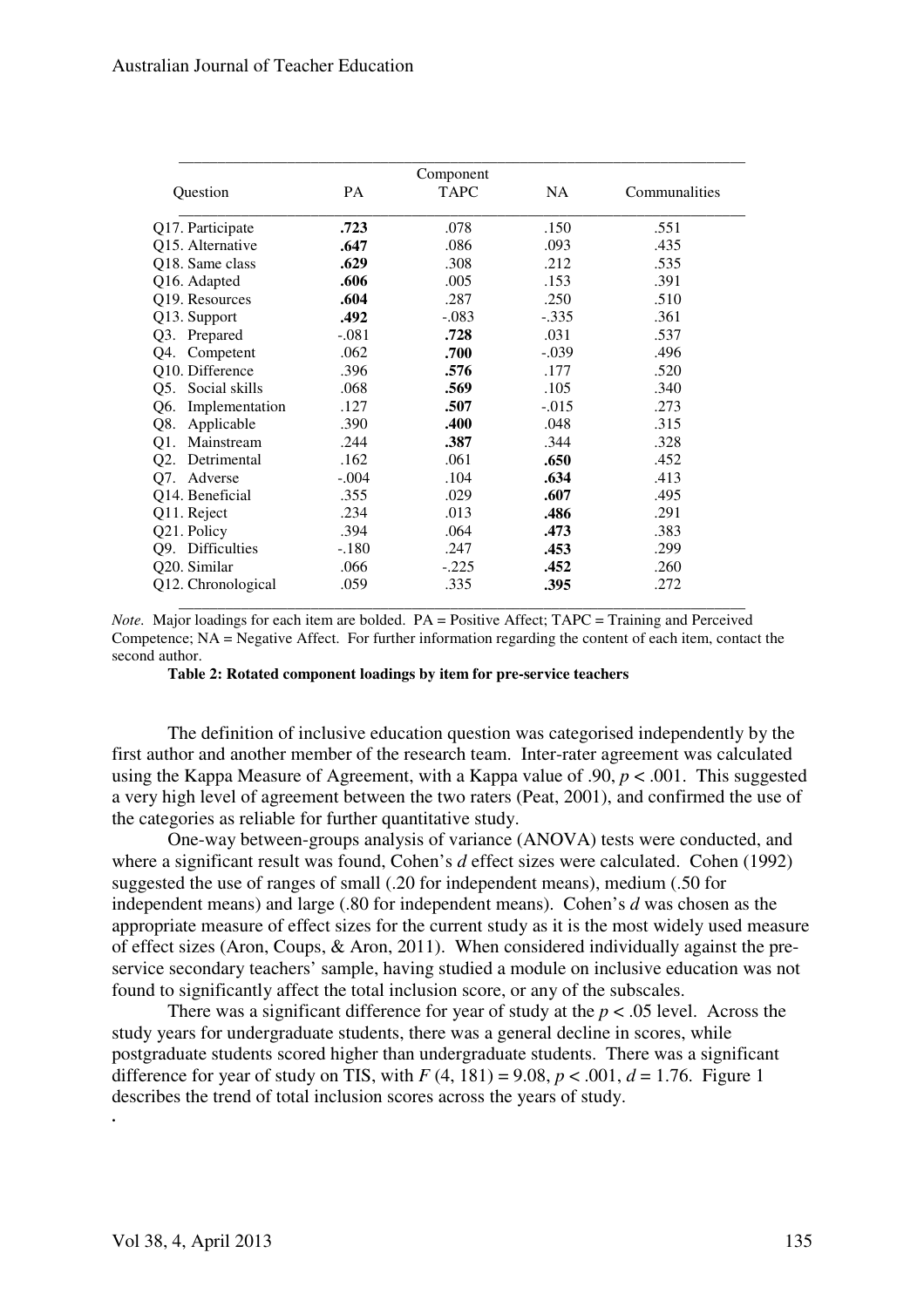| Question | Component PA | TAPC | NA | Communalities |
|---|---|---|---|---|
| Q17. Participate | **.723** | .078 | .150 | .551 |
| Q15. Alternative | **.647** | .086 | .093 | .435 |
| Q18. Same class | **.629** | .308 | .212 | .535 |
| Q16. Adapted | **.606** | .005 | .153 | .391 |
| Q19. Resources | **.604** | .287 | .250 | .510 |
| Q13. Support | **.492** | -.083 | -.335 | .361 |
| Q3. Prepared | -.081 | **.728** | .031 | .537 |
| Q4. Competent | .062 | **.700** | -.039 | .496 |
| Q10. Difference | .396 | **.576** | .177 | .520 |
| Q5. Social skills | .068 | **.569** | .105 | .340 |
| Q6. Implementation | .127 | **.507** | -.015 | .273 |
| Q8. Applicable | .390 | **.400** | .048 | .315 |
| Q1. Mainstream | .244 | **.387** | .344 | .328 |
| Q2. Detrimental | .162 | .061 | **.650** | .452 |
| Q7. Adverse | -.004 | .104 | **.634** | .413 |
| Q14. Beneficial | .355 | .029 | **.607** | .495 |
| Q11. Reject | .234 | .013 | **.486** | .291 |
| Q21. Policy | .394 | .064 | **.473** | .383 |
| Q9. Difficulties | -.180 | .247 | **.453** | .299 |
| Q20. Similar | .066 | -.225 | **.452** | .260 |
| Q12. Chronological | .059 | .335 | **.395** | .272 |

*Note.* Major loadings for each item are bolded. PA = Positive Affect; TAPC = Training and Perceived Competence; NA = Negative Affect. For further information regarding the content of each item, contact the second author.

**Table 2: Rotated component loadings by item for pre-service teachers**

The definition of inclusive education question was categorised independently by the first author and another member of the research team. Inter-rater agreement was calculated using the Kappa Measure of Agreement, with a Kappa value of .90, $p < .001$. This suggested a very high level of agreement between the two raters (Peat, 2001), and confirmed the use of the categories as reliable for further quantitative study.

One-way between-groups analysis of variance (ANOVA) tests were conducted, and where a significant result was found, Cohen's $d$ effect sizes were calculated. Cohen (1992) suggested the use of ranges of small (.20 for independent means), medium (.50 for independent means) and large (.80 for independent means). Cohen's $d$ was chosen as the appropriate measure of effect sizes for the current study as it is the most widely used measure of effect sizes (Aron, Coups, & Aron, 2011). When considered individually against the pre-service secondary teachers' sample, having studied a module on inclusive education was not found to significantly affect the total inclusion score, or any of the subscales.

There was a significant difference for year of study at the $p < .05$ level. Across the study years for undergraduate students, there was a general decline in scores, while postgraduate students scored higher than undergraduate students. There was a significant difference for year of study on TIS, with $F(4, 181) = 9.08$, $p < .001$, $d = 1.76$. Figure 1 describes the trend of total inclusion scores across the years of study.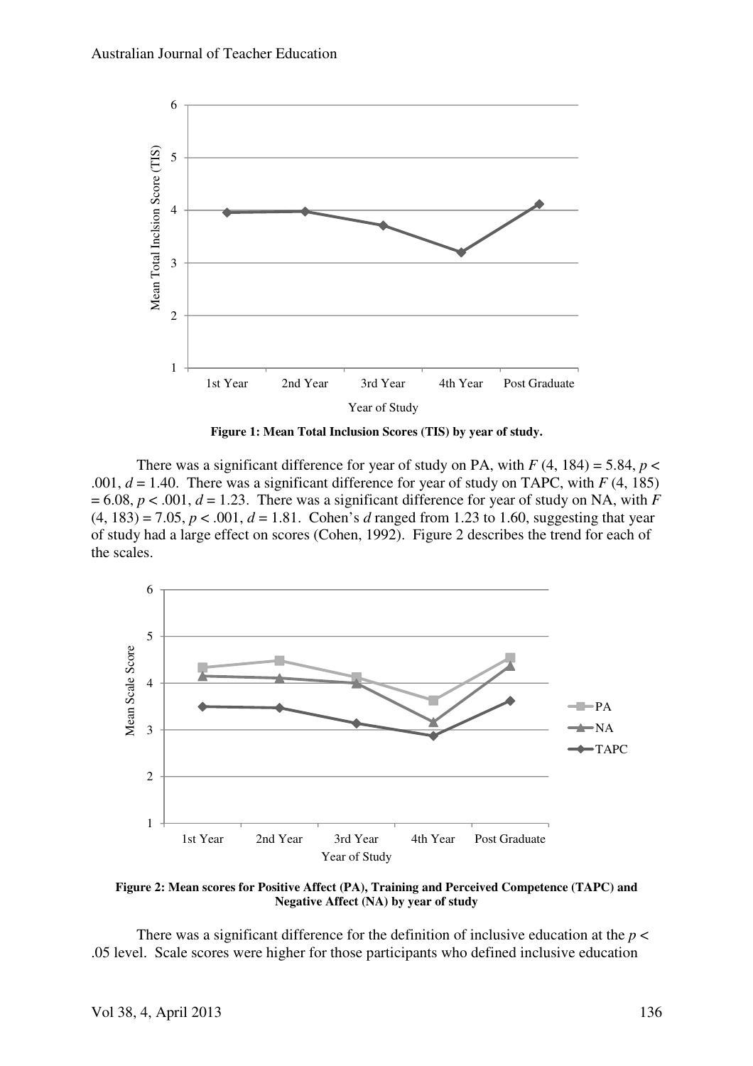**Figure 1: Mean Total Inclusion Scores (TIS) by year of study.**

There was a significant difference for year of study on PA, with $F(4, 184) = 5.84$, $p < .001$, $d = 1.40$. There was a significant difference for year of study on TAPC, with $F(4, 185) = 6.08$, $p < .001$, $d = 1.23$. There was a significant difference for year of study on NA, with $F(4, 183) = 7.05$, $p < .001$, $d = 1.81$. Cohen's $d$ ranged from 1.23 to 1.60, suggesting that year of study had a large effect on scores (Cohen, 1992). Figure 2 describes the trend for each of the scales.

**Figure 2: Mean scores for Positive Affect (PA), Training and Perceived Competence (TAPC) and Negative Affect (NA) by year of study**

There was a significant difference for the definition of inclusive education at the $p < .05$ level. Scale scores were higher for those participants who defined inclusive education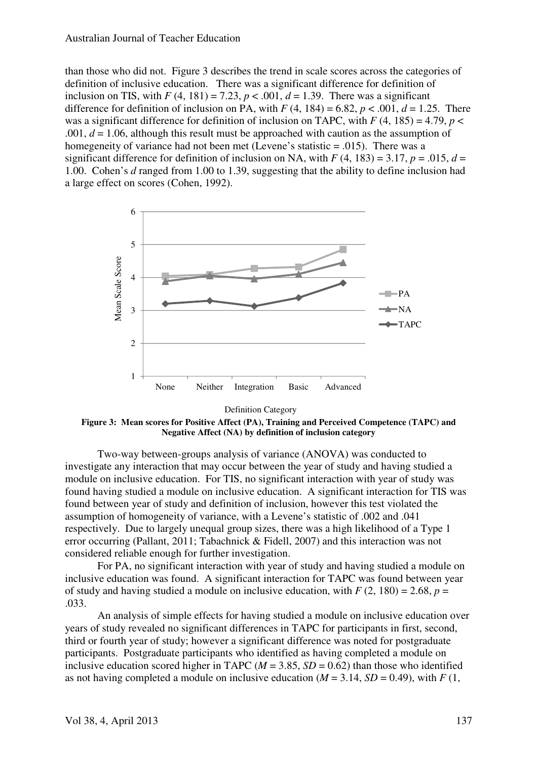than those who did not. Figure 3 describes the trend in scale scores across the categories of definition of inclusive education. There was a significant difference for definition of inclusion on TIS, with $F$ (4, 181) = 7.23, $p < .001$, $d$ = 1.39. There was a significant difference for definition of inclusion on PA, with $F$ (4, 184) = 6.82, $p < .001$, $d$ = 1.25. There was a significant difference for definition of inclusion on TAPC, with $F$ (4, 185) = 4.79, $p < .001$, $d$ = 1.06, although this result must be approached with caution as the assumption of homogeneity of variance had not been met (Levene's statistic = .015). There was a significant difference for definition of inclusion on NA, with $F$ (4, 183) = 3.17, $p$ = .015, $d$ = 1.00. Cohen's $d$ ranged from 1.00 to 1.39, suggesting that the ability to define inclusion had a large effect on scores (Cohen, 1992).

**Figure 3: Mean scores for Positive Affect (PA), Training and Perceived Competence (TAPC) and Negative Affect (NA) by definition of inclusion category**

Two-way between-groups analysis of variance (ANOVA) was conducted to investigate any interaction that may occur between the year of study and having studied a module on inclusive education. For TIS, no significant interaction with year of study was found having studied a module on inclusive education. A significant interaction for TIS was found between year of study and definition of inclusion, however this test violated the assumption of homogeneity of variance, with a Levene's statistic of .002 and .041 respectively. Due to largely unequal group sizes, there was a high likelihood of a Type 1 error occurring (Pallant, 2011; Tabachnick & Fidell, 2007) and this interaction was not considered reliable enough for further investigation.

For PA, no significant interaction with year of study and having studied a module on inclusive education was found. A significant interaction for TAPC was found between year of study and having studied a module on inclusive education, with $F$ (2, 180) = 2.68, $p$ = .033.

An analysis of simple effects for having studied a module on inclusive education over years of study revealed no significant differences in TAPC for participants in first, second, third or fourth year of study; however a significant difference was noted for postgraduate participants. Postgraduate participants who identified as having completed a module on inclusive education scored higher in TAPC ($M$ = 3.85, $SD$ = 0.62) than those who identified as not having completed a module on inclusive education ($M$ = 3.14, $SD$ = 0.49), with $F$ (1,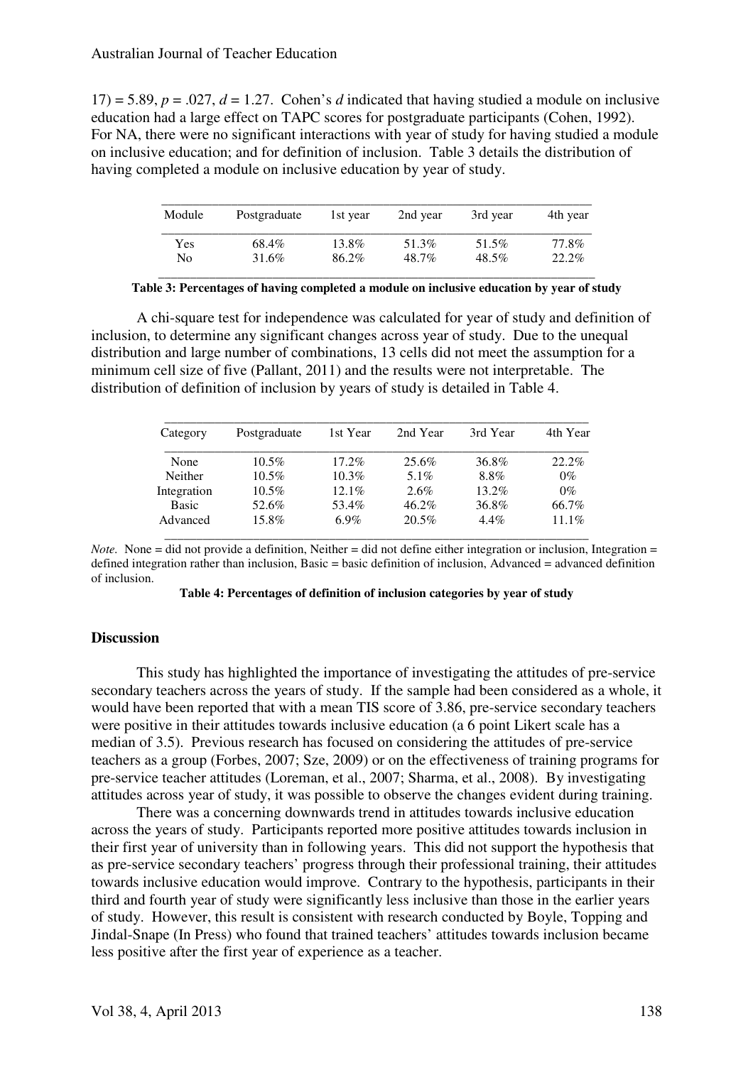17) = 5.89, $p$ = .027, $d$ = 1.27. Cohen's $d$ indicated that having studied a module on inclusive education had a large effect on TAPC scores for postgraduate participants (Cohen, 1992). For NA, there were no significant interactions with year of study for having studied a module on inclusive education; and for definition of inclusion. Table 3 details the distribution of having completed a module on inclusive education by year of study.

| Module | Postgraduate | 1st year | 2nd year | 3rd year | 4th year |
|---|---|---|---|---|---|
| Yes | 68.4% | 13.8% | 51.3% | 51.5% | 77.8% |
| No | 31.6% | 86.2% | 48.7% | 48.5% | 22.2% |

**Table 3: Percentages of having completed a module on inclusive education by year of study**

A chi-square test for independence was calculated for year of study and definition of inclusion, to determine any significant changes across year of study. Due to the unequal distribution and large number of combinations, 13 cells did not meet the assumption for a minimum cell size of five (Pallant, 2011) and the results were not interpretable. The distribution of definition of inclusion by years of study is detailed in Table 4.

| Category | Postgraduate | 1st Year | 2nd Year | 3rd Year | 4th Year |
|---|---|---|---|---|---|
| None | 10.5% | 17.2% | 25.6% | 36.8% | 22.2% |
| Neither | 10.5% | 10.3% | 5.1% | 8.8% | 0% |
| Integration | 10.5% | 12.1% | 2.6% | 13.2% | 0% |
| Basic | 52.6% | 53.4% | 46.2% | 36.8% | 66.7% |
| Advanced | 15.8% | 6.9% | 20.5% | 4.4% | 11.1% |

*Note.* None = did not provide a definition, Neither = did not define either integration or inclusion, Integration = defined integration rather than inclusion, Basic = basic definition of inclusion, Advanced = advanced definition of inclusion.

**Table 4: Percentages of definition of inclusion categories by year of study**

## Discussion

This study has highlighted the importance of investigating the attitudes of pre-service secondary teachers across the years of study. If the sample had been considered as a whole, it would have been reported that with a mean TIS score of 3.86, pre-service secondary teachers were positive in their attitudes towards inclusive education (a 6 point Likert scale has a median of 3.5). Previous research has focused on considering the attitudes of pre-service teachers as a group (Forbes, 2007; Sze, 2009) or on the effectiveness of training programs for pre-service teacher attitudes (Loreman, et al., 2007; Sharma, et al., 2008). By investigating attitudes across year of study, it was possible to observe the changes evident during training.

There was a concerning downwards trend in attitudes towards inclusive education across the years of study. Participants reported more positive attitudes towards inclusion in their first year of university than in following years. This did not support the hypothesis that as pre-service secondary teachers' progress through their professional training, their attitudes towards inclusive education would improve. Contrary to the hypothesis, participants in their third and fourth year of study were significantly less inclusive than those in the earlier years of study. However, this result is consistent with research conducted by Boyle, Topping and Jindal-Snape (In Press) who found that trained teachers' attitudes towards inclusion became less positive after the first year of experience as a teacher.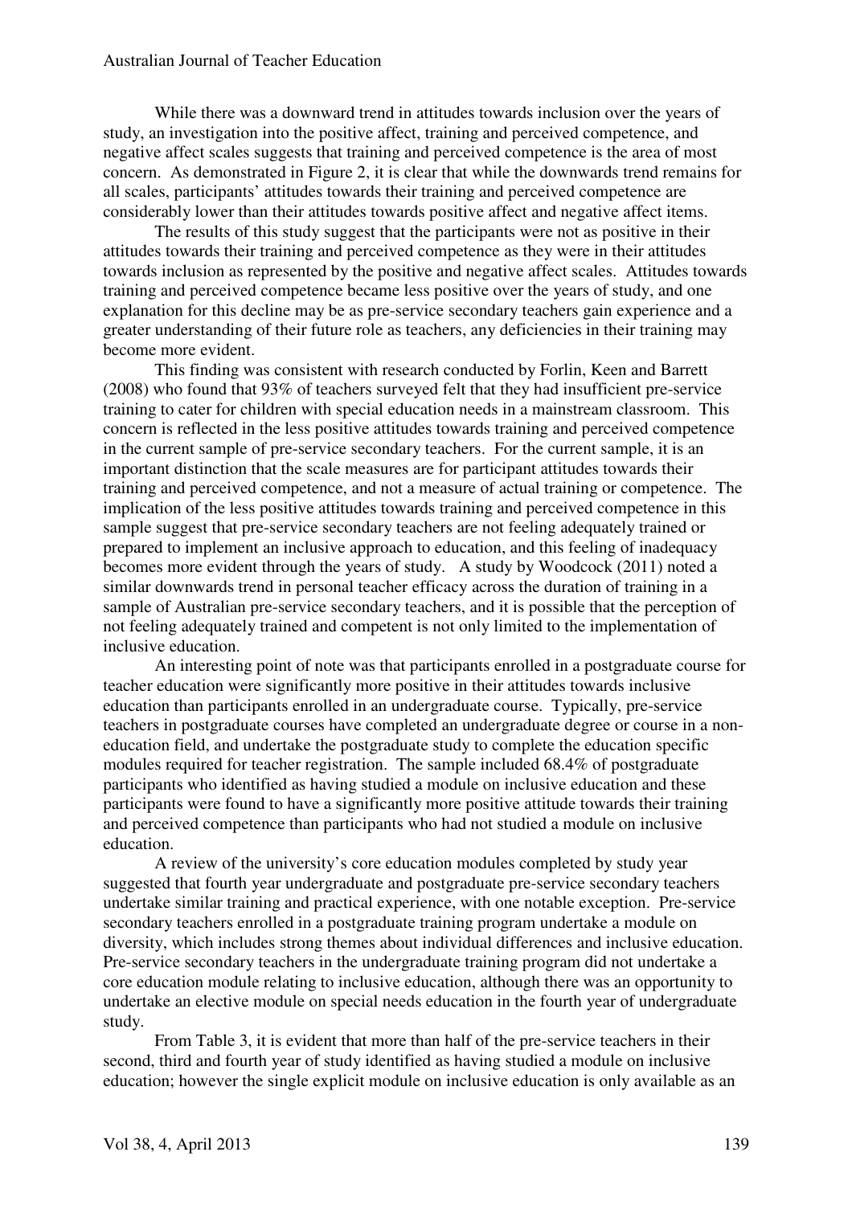While there was a downward trend in attitudes towards inclusion over the years of study, an investigation into the positive affect, training and perceived competence, and negative affect scales suggests that training and perceived competence is the area of most concern. As demonstrated in Figure 2, it is clear that while the downwards trend remains for all scales, participants' attitudes towards their training and perceived competence are considerably lower than their attitudes towards positive affect and negative affect items.

The results of this study suggest that the participants were not as positive in their attitudes towards their training and perceived competence as they were in their attitudes towards inclusion as represented by the positive and negative affect scales. Attitudes towards training and perceived competence became less positive over the years of study, and one explanation for this decline may be as pre-service secondary teachers gain experience and a greater understanding of their future role as teachers, any deficiencies in their training may become more evident.

This finding was consistent with research conducted by Forlin, Keen and Barrett (2008) who found that 93% of teachers surveyed felt that they had insufficient pre-service training to cater for children with special education needs in a mainstream classroom. This concern is reflected in the less positive attitudes towards training and perceived competence in the current sample of pre-service secondary teachers. For the current sample, it is an important distinction that the scale measures are for participant attitudes towards their training and perceived competence, and not a measure of actual training or competence. The implication of the less positive attitudes towards training and perceived competence in this sample suggest that pre-service secondary teachers are not feeling adequately trained or prepared to implement an inclusive approach to education, and this feeling of inadequacy becomes more evident through the years of study. A study by Woodcock (2011) noted a similar downwards trend in personal teacher efficacy across the duration of training in a sample of Australian pre-service secondary teachers, and it is possible that the perception of not feeling adequately trained and competent is not only limited to the implementation of inclusive education.

An interesting point of note was that participants enrolled in a postgraduate course for teacher education were significantly more positive in their attitudes towards inclusive education than participants enrolled in an undergraduate course. Typically, pre-service teachers in postgraduate courses have completed an undergraduate degree or course in a non-education field, and undertake the postgraduate study to complete the education specific modules required for teacher registration. The sample included 68.4% of postgraduate participants who identified as having studied a module on inclusive education and these participants were found to have a significantly more positive attitude towards their training and perceived competence than participants who had not studied a module on inclusive education.

A review of the university's core education modules completed by study year suggested that fourth year undergraduate and postgraduate pre-service secondary teachers undertake similar training and practical experience, with one notable exception. Pre-service secondary teachers enrolled in a postgraduate training program undertake a module on diversity, which includes strong themes about individual differences and inclusive education. Pre-service secondary teachers in the undergraduate training program did not undertake a core education module relating to inclusive education, although there was an opportunity to undertake an elective module on special needs education in the fourth year of undergraduate study.

From Table 3, it is evident that more than half of the pre-service teachers in their second, third and fourth year of study identified as having studied a module on inclusive education; however the single explicit module on inclusive education is only available as an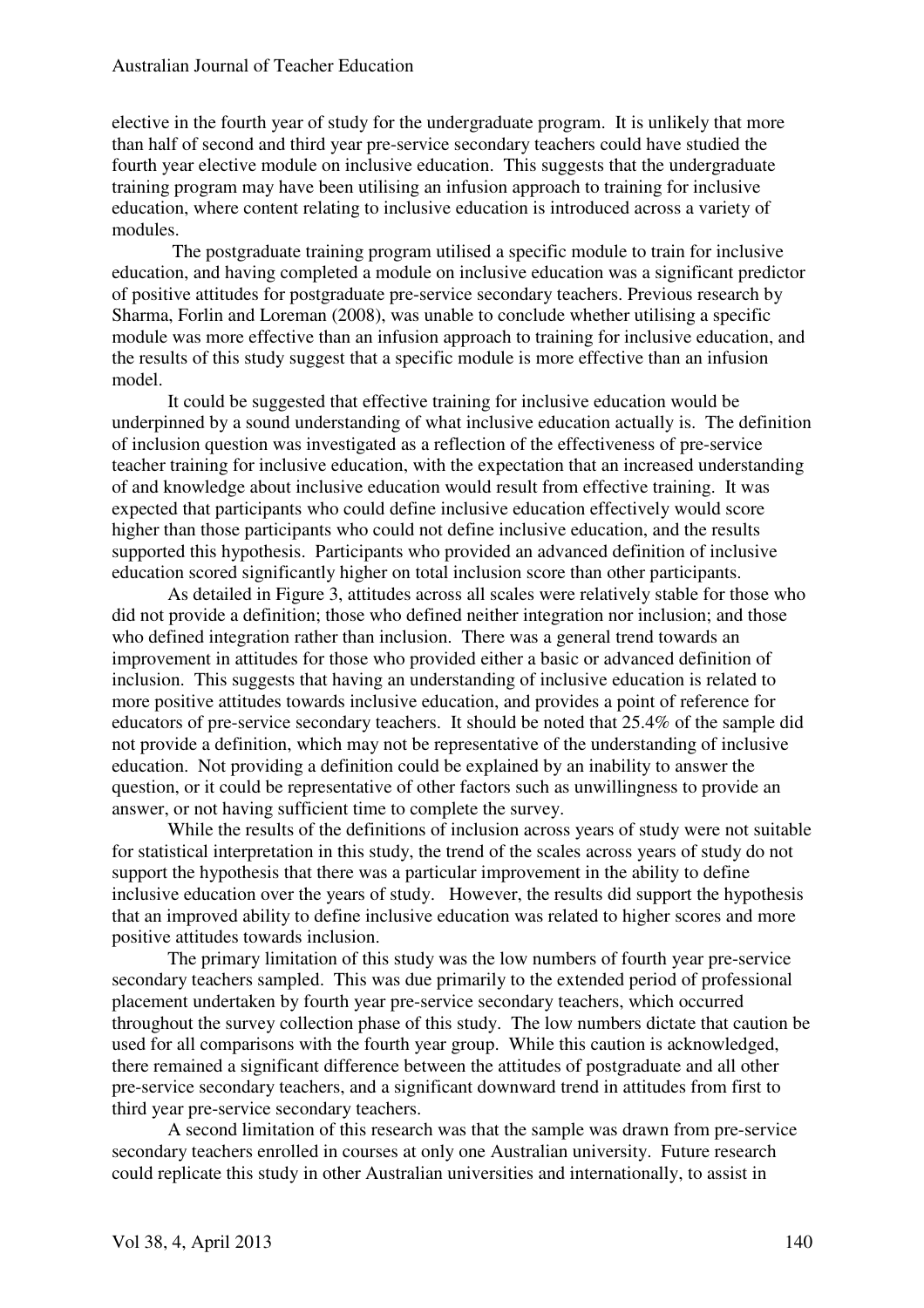elective in the fourth year of study for the undergraduate program. It is unlikely that more than half of second and third year pre-service secondary teachers could have studied the fourth year elective module on inclusive education. This suggests that the undergraduate training program may have been utilising an infusion approach to training for inclusive education, where content relating to inclusive education is introduced across a variety of modules.

The postgraduate training program utilised a specific module to train for inclusive education, and having completed a module on inclusive education was a significant predictor of positive attitudes for postgraduate pre-service secondary teachers. Previous research by Sharma, Forlin and Loreman (2008), was unable to conclude whether utilising a specific module was more effective than an infusion approach to training for inclusive education, and the results of this study suggest that a specific module is more effective than an infusion model.

It could be suggested that effective training for inclusive education would be underpinned by a sound understanding of what inclusive education actually is. The definition of inclusion question was investigated as a reflection of the effectiveness of pre-service teacher training for inclusive education, with the expectation that an increased understanding of and knowledge about inclusive education would result from effective training. It was expected that participants who could define inclusive education effectively would score higher than those participants who could not define inclusive education, and the results supported this hypothesis. Participants who provided an advanced definition of inclusive education scored significantly higher on total inclusion score than other participants.

As detailed in Figure 3, attitudes across all scales were relatively stable for those who did not provide a definition; those who defined neither integration nor inclusion; and those who defined integration rather than inclusion. There was a general trend towards an improvement in attitudes for those who provided either a basic or advanced definition of inclusion. This suggests that having an understanding of inclusive education is related to more positive attitudes towards inclusive education, and provides a point of reference for educators of pre-service secondary teachers. It should be noted that 25.4% of the sample did not provide a definition, which may not be representative of the understanding of inclusive education. Not providing a definition could be explained by an inability to answer the question, or it could be representative of other factors such as unwillingness to provide an answer, or not having sufficient time to complete the survey.

While the results of the definitions of inclusion across years of study were not suitable for statistical interpretation in this study, the trend of the scales across years of study do not support the hypothesis that there was a particular improvement in the ability to define inclusive education over the years of study. However, the results did support the hypothesis that an improved ability to define inclusive education was related to higher scores and more positive attitudes towards inclusion.

The primary limitation of this study was the low numbers of fourth year pre-service secondary teachers sampled. This was due primarily to the extended period of professional placement undertaken by fourth year pre-service secondary teachers, which occurred throughout the survey collection phase of this study. The low numbers dictate that caution be used for all comparisons with the fourth year group. While this caution is acknowledged, there remained a significant difference between the attitudes of postgraduate and all other pre-service secondary teachers, and a significant downward trend in attitudes from first to third year pre-service secondary teachers.

A second limitation of this research was that the sample was drawn from pre-service secondary teachers enrolled in courses at only one Australian university. Future research could replicate this study in other Australian universities and internationally, to assist in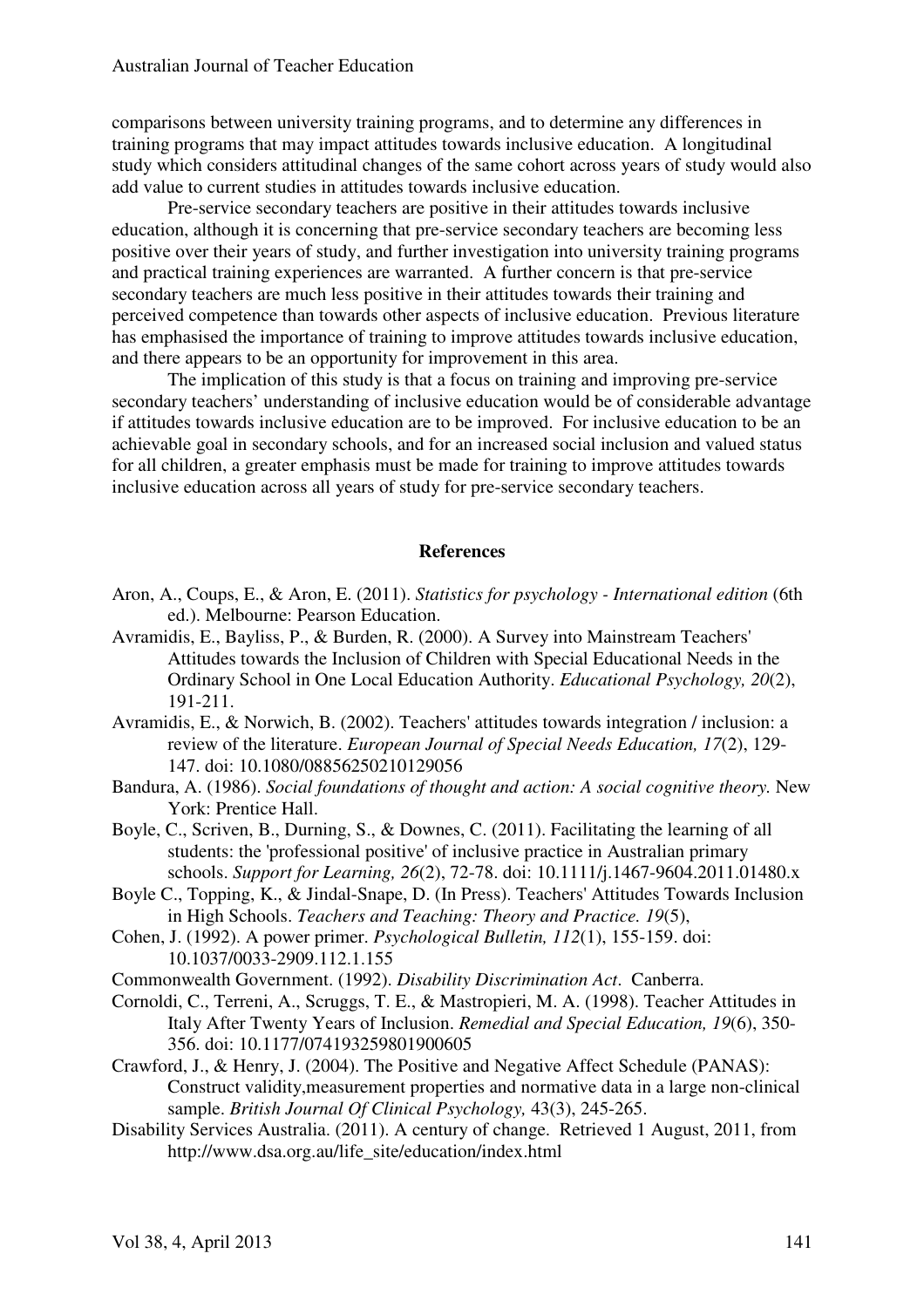comparisons between university training programs, and to determine any differences in training programs that may impact attitudes towards inclusive education. A longitudinal study which considers attitudinal changes of the same cohort across years of study would also add value to current studies in attitudes towards inclusive education.

Pre-service secondary teachers are positive in their attitudes towards inclusive education, although it is concerning that pre-service secondary teachers are becoming less positive over their years of study, and further investigation into university training programs and practical training experiences are warranted. A further concern is that pre-service secondary teachers are much less positive in their attitudes towards their training and perceived competence than towards other aspects of inclusive education. Previous literature has emphasised the importance of training to improve attitudes towards inclusive education, and there appears to be an opportunity for improvement in this area.

The implication of this study is that a focus on training and improving pre-service secondary teachers' understanding of inclusive education would be of considerable advantage if attitudes towards inclusive education are to be improved. For inclusive education to be an achievable goal in secondary schools, and for an increased social inclusion and valued status for all children, a greater emphasis must be made for training to improve attitudes towards inclusive education across all years of study for pre-service secondary teachers.

## References

Aron, A., Coups, E., & Aron, E. (2011). *Statistics for psychology - International edition* (6th ed.). Melbourne: Pearson Education.

Avramidis, E., Bayliss, P., & Burden, R. (2000). A Survey into Mainstream Teachers' Attitudes towards the Inclusion of Children with Special Educational Needs in the Ordinary School in One Local Education Authority. *Educational Psychology, 20*(2), 191-211.

Avramidis, E., & Norwich, B. (2002). Teachers' attitudes towards integration / inclusion: a review of the literature. *European Journal of Special Needs Education, 17*(2), 129-147. doi: 10.1080/08856250210129056

Bandura, A. (1986). *Social foundations of thought and action: A social cognitive theory.* New York: Prentice Hall.

Boyle, C., Scriven, B., Durning, S., & Downes, C. (2011). Facilitating the learning of all students: the 'professional positive' of inclusive practice in Australian primary schools. *Support for Learning, 26*(2), 72-78. doi: 10.1111/j.1467-9604.2011.01480.x

Boyle C., Topping, K., & Jindal-Snape, D. (In Press). Teachers' Attitudes Towards Inclusion in High Schools. *Teachers and Teaching: Theory and Practice. 19*(5),

Cohen, J. (1992). A power primer. *Psychological Bulletin, 112*(1), 155-159. doi: 10.1037/0033-2909.112.1.155

Commonwealth Government. (1992). *Disability Discrimination Act*. Canberra.

Cornoldi, C., Terreni, A., Scruggs, T. E., & Mastropieri, M. A. (1998). Teacher Attitudes in Italy After Twenty Years of Inclusion. *Remedial and Special Education, 19*(6), 350-356. doi: 10.1177/074193259801900605

Crawford, J., & Henry, J. (2004). The Positive and Negative Affect Schedule (PANAS): Construct validity,measurement properties and normative data in a large non-clinical sample. *British Journal Of Clinical Psychology,* 43(3), 245-265.

Disability Services Australia. (2011). A century of change. Retrieved 1 August, 2011, from http://www.dsa.org.au/life_site/education/index.html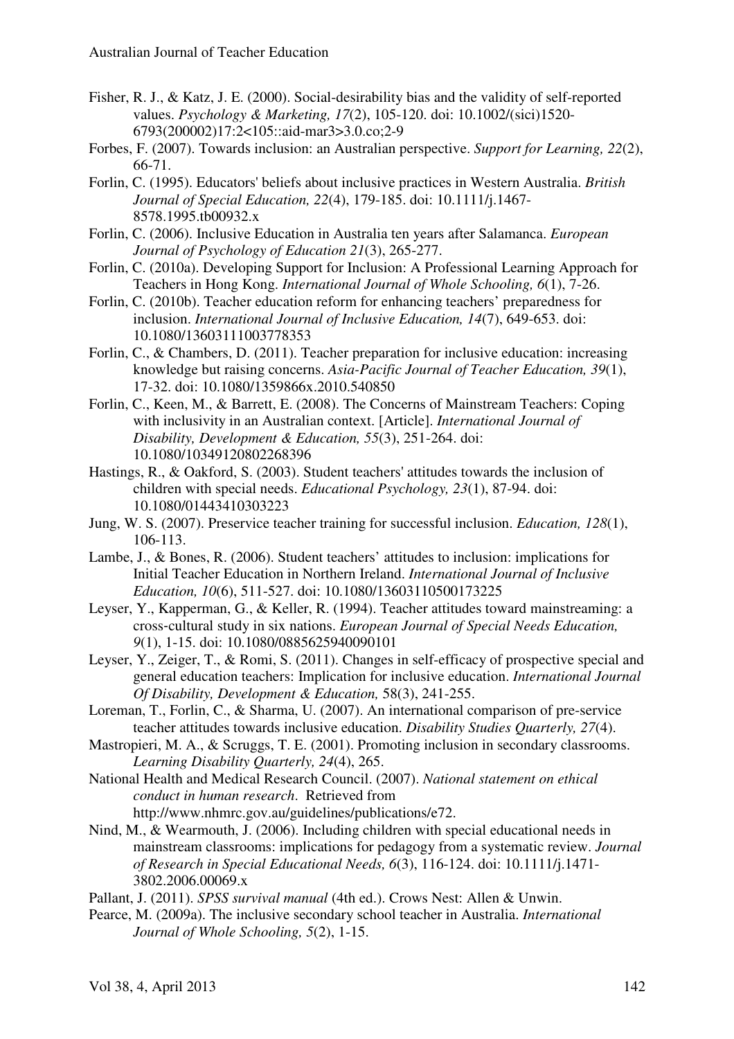Fisher, R. J., & Katz, J. E. (2000). Social-desirability bias and the validity of self-reported values. *Psychology & Marketing, 17*(2), 105-120. doi: 10.1002/(sici)1520-6793(200002)17:2<105::aid-mar3>3.0.co;2-9

Forbes, F. (2007). Towards inclusion: an Australian perspective. *Support for Learning, 22*(2), 66-71.

Forlin, C. (1995). Educators' beliefs about inclusive practices in Western Australia. *British Journal of Special Education, 22*(4), 179-185. doi: 10.1111/j.1467-8578.1995.tb00932.x

Forlin, C. (2006). Inclusive Education in Australia ten years after Salamanca. *European Journal of Psychology of Education 21*(3), 265-277.

Forlin, C. (2010a). Developing Support for Inclusion: A Professional Learning Approach for Teachers in Hong Kong. *International Journal of Whole Schooling, 6*(1), 7-26.

Forlin, C. (2010b). Teacher education reform for enhancing teachers' preparedness for inclusion. *International Journal of Inclusive Education, 14*(7), 649-653. doi: 10.1080/13603111003778353

Forlin, C., & Chambers, D. (2011). Teacher preparation for inclusive education: increasing knowledge but raising concerns. *Asia-Pacific Journal of Teacher Education, 39*(1), 17-32. doi: 10.1080/1359866x.2010.540850

Forlin, C., Keen, M., & Barrett, E. (2008). The Concerns of Mainstream Teachers: Coping with inclusivity in an Australian context. [Article]. *International Journal of Disability, Development & Education, 55*(3), 251-264. doi: 10.1080/10349120802268396

Hastings, R., & Oakford, S. (2003). Student teachers' attitudes towards the inclusion of children with special needs. *Educational Psychology, 23*(1), 87-94. doi: 10.1080/01443410303223

Jung, W. S. (2007). Preservice teacher training for successful inclusion. *Education, 128*(1), 106-113.

Lambe, J., & Bones, R. (2006). Student teachers' attitudes to inclusion: implications for Initial Teacher Education in Northern Ireland. *International Journal of Inclusive Education, 10*(6), 511-527. doi: 10.1080/13603110500173225

Leyser, Y., Kapperman, G., & Keller, R. (1994). Teacher attitudes toward mainstreaming: a cross-cultural study in six nations. *European Journal of Special Needs Education, 9*(1), 1-15. doi: 10.1080/0885625940090101

Leyser, Y., Zeiger, T., & Romi, S. (2011). Changes in self-efficacy of prospective special and general education teachers: Implication for inclusive education. *International Journal Of Disability, Development & Education,* 58(3), 241-255.

Loreman, T., Forlin, C., & Sharma, U. (2007). An international comparison of pre-service teacher attitudes towards inclusive education. *Disability Studies Quarterly, 27*(4).

Mastropieri, M. A., & Scruggs, T. E. (2001). Promoting inclusion in secondary classrooms. *Learning Disability Quarterly, 24*(4), 265.

National Health and Medical Research Council. (2007). *National statement on ethical conduct in human research*. Retrieved from http://www.nhmrc.gov.au/guidelines/publications/e72.

Nind, M., & Wearmouth, J. (2006). Including children with special educational needs in mainstream classrooms: implications for pedagogy from a systematic review. *Journal of Research in Special Educational Needs, 6*(3), 116-124. doi: 10.1111/j.1471-3802.2006.00069.x

Pallant, J. (2011). *SPSS survival manual* (4th ed.). Crows Nest: Allen & Unwin.

Pearce, M. (2009a). The inclusive secondary school teacher in Australia. *International Journal of Whole Schooling, 5*(2), 1-15.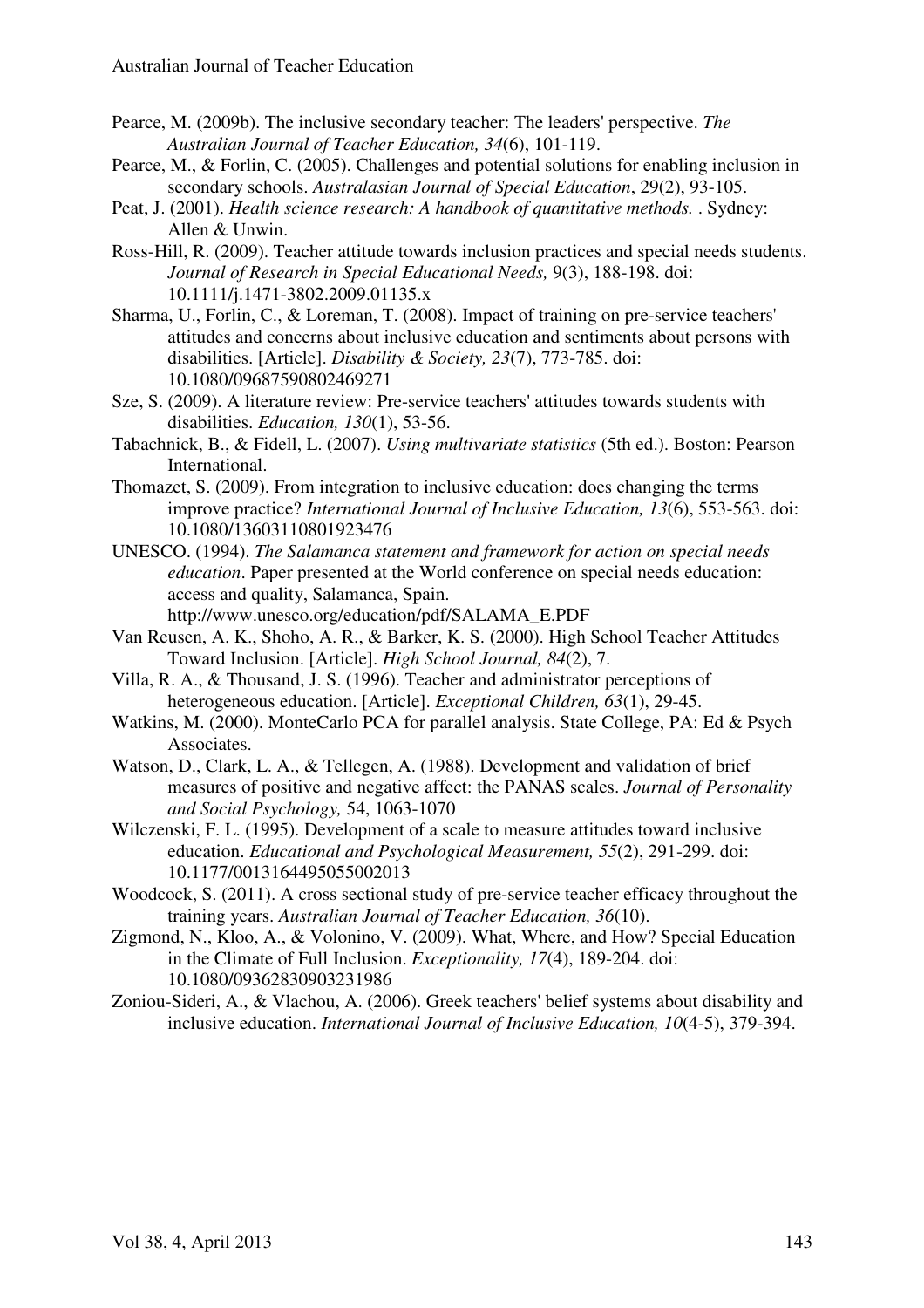Pearce, M. (2009b). The inclusive secondary teacher: The leaders' perspective. *The Australian Journal of Teacher Education, 34*(6), 101-119.

Pearce, M., & Forlin, C. (2005). Challenges and potential solutions for enabling inclusion in secondary schools. *Australasian Journal of Special Education*, 29(2), 93-105.

Peat, J. (2001). *Health science research: A handbook of quantitative methods.* . Sydney: Allen & Unwin.

Ross-Hill, R. (2009). Teacher attitude towards inclusion practices and special needs students. *Journal of Research in Special Educational Needs,* 9(3), 188-198. doi: 10.1111/j.1471-3802.2009.01135.x

Sharma, U., Forlin, C., & Loreman, T. (2008). Impact of training on pre-service teachers' attitudes and concerns about inclusive education and sentiments about persons with disabilities. [Article]. *Disability & Society, 23*(7), 773-785. doi: 10.1080/09687590802469271

Sze, S. (2009). A literature review: Pre-service teachers' attitudes towards students with disabilities. *Education, 130*(1), 53-56.

Tabachnick, B., & Fidell, L. (2007). *Using multivariate statistics* (5th ed.). Boston: Pearson International.

Thomazet, S. (2009). From integration to inclusive education: does changing the terms improve practice? *International Journal of Inclusive Education, 13*(6), 553-563. doi: 10.1080/13603110801923476

UNESCO. (1994). *The Salamanca statement and framework for action on special needs education*. Paper presented at the World conference on special needs education: access and quality, Salamanca, Spain. http://www.unesco.org/education/pdf/SALAMA_E.PDF

Van Reusen, A. K., Shoho, A. R., & Barker, K. S. (2000). High School Teacher Attitudes Toward Inclusion. [Article]. *High School Journal, 84*(2), 7.

Villa, R. A., & Thousand, J. S. (1996). Teacher and administrator perceptions of heterogeneous education. [Article]. *Exceptional Children, 63*(1), 29-45.

Watkins, M. (2000). MonteCarlo PCA for parallel analysis. State College, PA: Ed & Psych Associates.

Watson, D., Clark, L. A., & Tellegen, A. (1988). Development and validation of brief measures of positive and negative affect: the PANAS scales. *Journal of Personality and Social Psychology,* 54, 1063-1070

Wilczenski, F. L. (1995). Development of a scale to measure attitudes toward inclusive education. *Educational and Psychological Measurement, 55*(2), 291-299. doi: 10.1177/0013164495055002013

Woodcock, S. (2011). A cross sectional study of pre-service teacher efficacy throughout the training years. *Australian Journal of Teacher Education, 36*(10).

Zigmond, N., Kloo, A., & Volonino, V. (2009). What, Where, and How? Special Education in the Climate of Full Inclusion. *Exceptionality, 17*(4), 189-204. doi: 10.1080/09362830903231986

Zoniou-Sideri, A., & Vlachou, A. (2006). Greek teachers' belief systems about disability and inclusive education. *International Journal of Inclusive Education, 10*(4-5), 379-394.